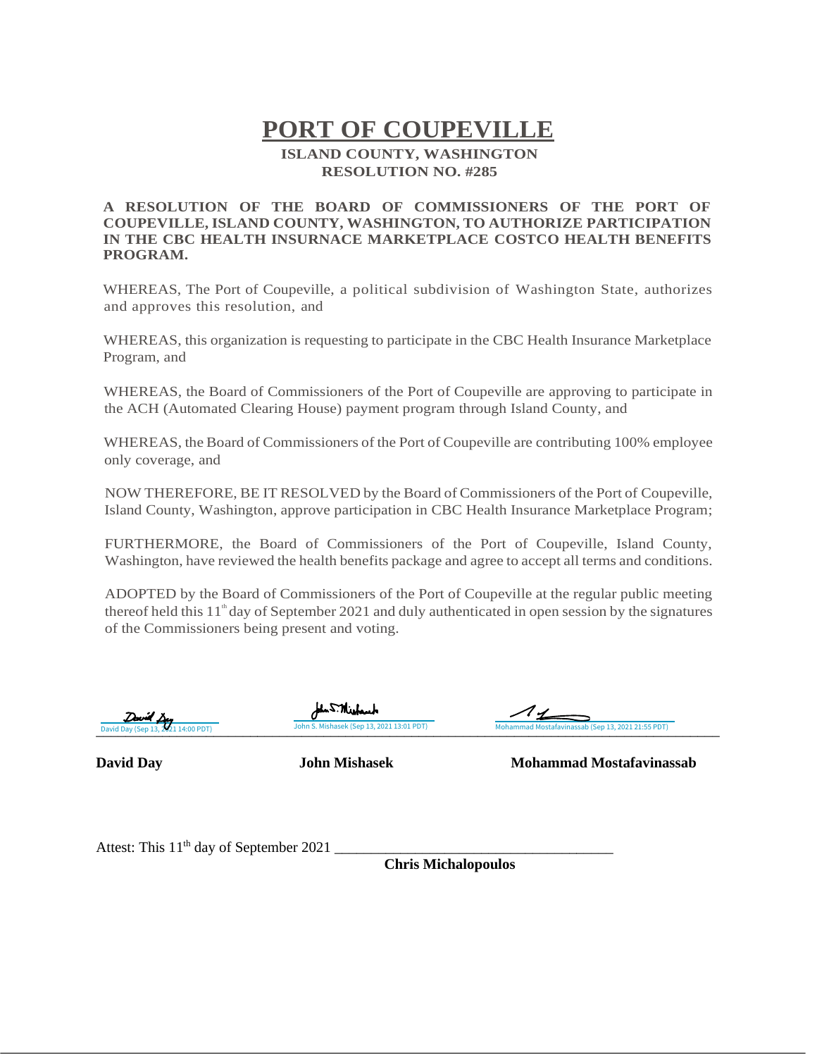# PORT OF COUPEVILLE

**ISLAND COUNTY, WASHINGTON**
**RESOLUTION NO. #285**

**A RESOLUTION OF THE BOARD OF COMMISSIONERS OF THE PORT OF COUPEVILLE, ISLAND COUNTY, WASHINGTON, TO AUTHORIZE PARTICIPATION IN THE CBC HEALTH INSURNACE MARKETPLACE COSTCO HEALTH BENEFITS PROGRAM.**

WHEREAS, The Port of Coupeville, a political subdivision of Washington State, authorizes and approves this resolution, and

WHEREAS, this organization is requesting to participate in the CBC Health Insurance Marketplace Program, and

WHEREAS, the Board of Commissioners of the Port of Coupeville are approving to participate in the ACH (Automated Clearing House) payment program through Island County, and

WHEREAS, the Board of Commissioners of the Port of Coupeville are contributing 100% employee only coverage, and

NOW THEREFORE, BE IT RESOLVED by the Board of Commissioners of the Port of Coupeville, Island County, Washington, approve participation in CBC Health Insurance Marketplace Program;

FURTHERMORE, the Board of Commissioners of the Port of Coupeville, Island County, Washington, have reviewed the health benefits package and agree to accept all terms and conditions.

ADOPTED by the Board of Commissioners of the Port of Coupeville at the regular public meeting thereof held this 11th day of September 2021 and duly authenticated in open session by the signatures of the Commissioners being present and voting.

| David Day (Sep 13, 2021 14:00 PDT) | John S. Mishasek (Sep 13, 2021 13:01 PDT) | Mohammad Mostafavinassab (Sep 13, 2021 21:55 PDT) |
|---|---|---|
| **David Day** | **John Mishasek** | **Mohammad Mostafavinassab** |

Attest: This 11th day of September 2021 ____________________________________

**Chris Michalopoulos**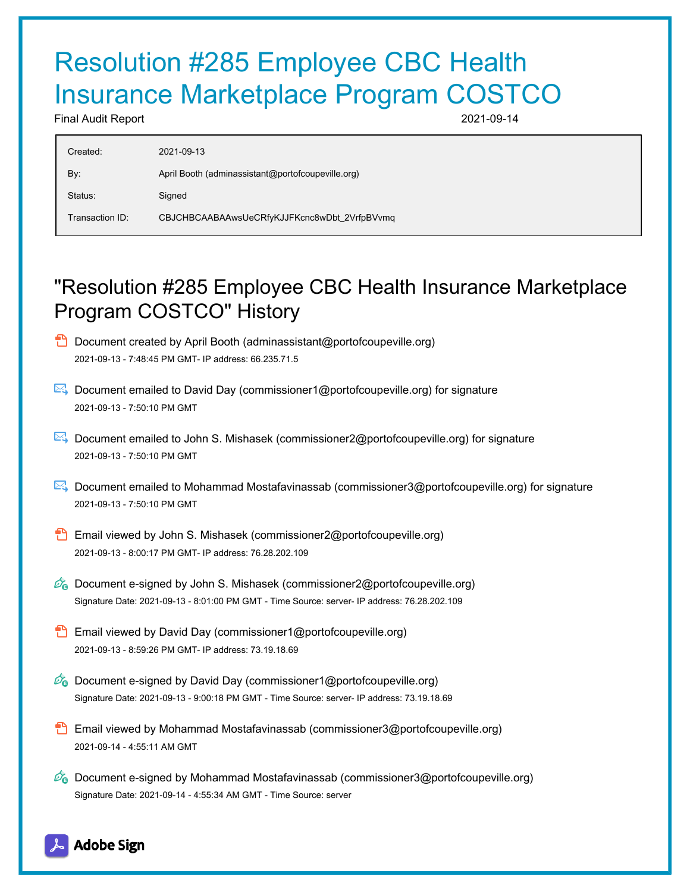# Resolution #285 Employee CBC Health Insurance Marketplace Program COSTCO

Final Audit Report 2021-09-14

| | |
|---|---|
| Created: | 2021-09-13 |
| By: | April Booth (adminassistant@portofcoupeville.org) |
| Status: | Signed |
| Transaction ID: | CBJCHBCAABAAwsUeCRfyKJJFKcnc8wDbt_2VrfpBVvmq |

## "Resolution #285 Employee CBC Health Insurance Marketplace Program COSTCO" History

- Document created by April Booth (adminassistant@portofcoupeville.org)
  2021-09-13 - 7:48:45 PM GMT- IP address: 66.235.71.5

- Document emailed to David Day (commissioner1@portofcoupeville.org) for signature
  2021-09-13 - 7:50:10 PM GMT

- Document emailed to John S. Mishasek (commissioner2@portofcoupeville.org) for signature
  2021-09-13 - 7:50:10 PM GMT

- Document emailed to Mohammad Mostafavinassab (commissioner3@portofcoupeville.org) for signature
  2021-09-13 - 7:50:10 PM GMT

- Email viewed by John S. Mishasek (commissioner2@portofcoupeville.org)
  2021-09-13 - 8:00:17 PM GMT- IP address: 76.28.202.109

- Document e-signed by John S. Mishasek (commissioner2@portofcoupeville.org)
  Signature Date: 2021-09-13 - 8:01:00 PM GMT - Time Source: server- IP address: 76.28.202.109

- Email viewed by David Day (commissioner1@portofcoupeville.org)
  2021-09-13 - 8:59:26 PM GMT- IP address: 73.19.18.69

- Document e-signed by David Day (commissioner1@portofcoupeville.org)
  Signature Date: 2021-09-13 - 9:00:18 PM GMT - Time Source: server- IP address: 73.19.18.69

- Email viewed by Mohammad Mostafavinassab (commissioner3@portofcoupeville.org)
  2021-09-14 - 4:55:11 AM GMT

- Document e-signed by Mohammad Mostafavinassab (commissioner3@portofcoupeville.org)
  Signature Date: 2021-09-14 - 4:55:34 AM GMT - Time Source: server

Adobe Sign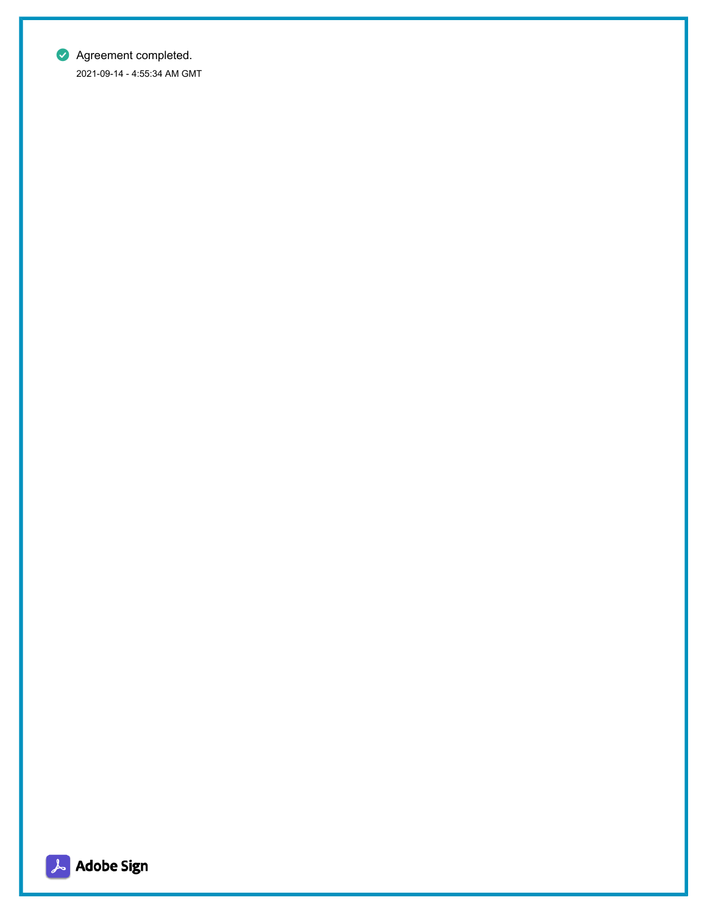Agreement completed.

2021-09-14 - 4:55:34 AM GMT

Adobe Sign